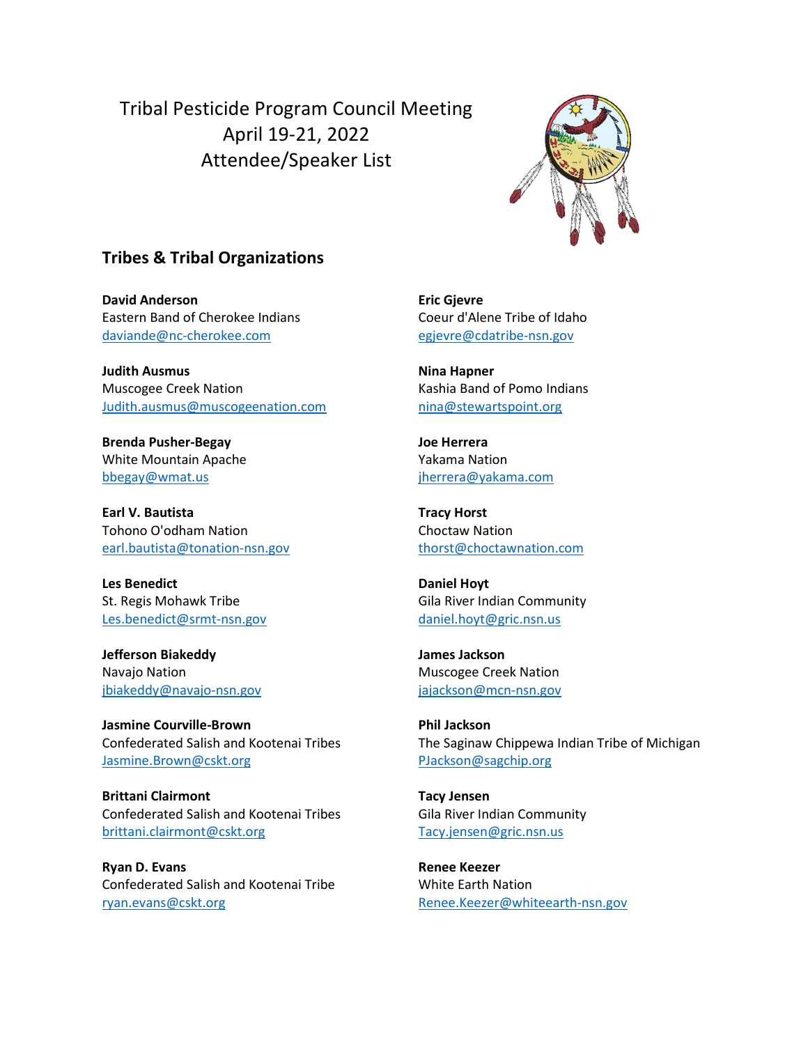# Tribal Pesticide Program Council Meeting
# April 19-21, 2022
# Attendee/Speaker List

## Tribes & Tribal Organizations

**David Anderson**
Eastern Band of Cherokee Indians
daviande@nc-cherokee.com

**Judith Ausmus**
Muscogee Creek Nation
Judith.ausmus@muscogeenation.com

**Brenda Pusher-Begay**
White Mountain Apache
bbegay@wmat.us

**Earl V. Bautista**
Tohono O'odham Nation
earl.bautista@tonation-nsn.gov

**Les Benedict**
St. Regis Mohawk Tribe
Les.benedict@srmt-nsn.gov

**Jefferson Biakeddy**
Navajo Nation
jbiakeddy@navajo-nsn.gov

**Jasmine Courville-Brown**
Confederated Salish and Kootenai Tribes
Jasmine.Brown@cskt.org

**Brittani Clairmont**
Confederated Salish and Kootenai Tribes
brittani.clairmont@cskt.org

**Ryan D. Evans**
Confederated Salish and Kootenai Tribe
ryan.evans@cskt.org

**Eric Gjevre**
Coeur d'Alene Tribe of Idaho
egjevre@cdatribe-nsn.gov

**Nina Hapner**
Kashia Band of Pomo Indians
nina@stewartspoint.org

**Joe Herrera**
Yakama Nation
jherrera@yakama.com

**Tracy Horst**
Choctaw Nation
thorst@choctawnation.com

**Daniel Hoyt**
Gila River Indian Community
daniel.hoyt@gric.nsn.us

**James Jackson**
Muscogee Creek Nation
jajackson@mcn-nsn.gov

**Phil Jackson**
The Saginaw Chippewa Indian Tribe of Michigan
PJackson@sagchip.org

**Tacy Jensen**
Gila River Indian Community
Tacy.jensen@gric.nsn.us

**Renee Keezer**
White Earth Nation
Renee.Keezer@whiteearth-nsn.gov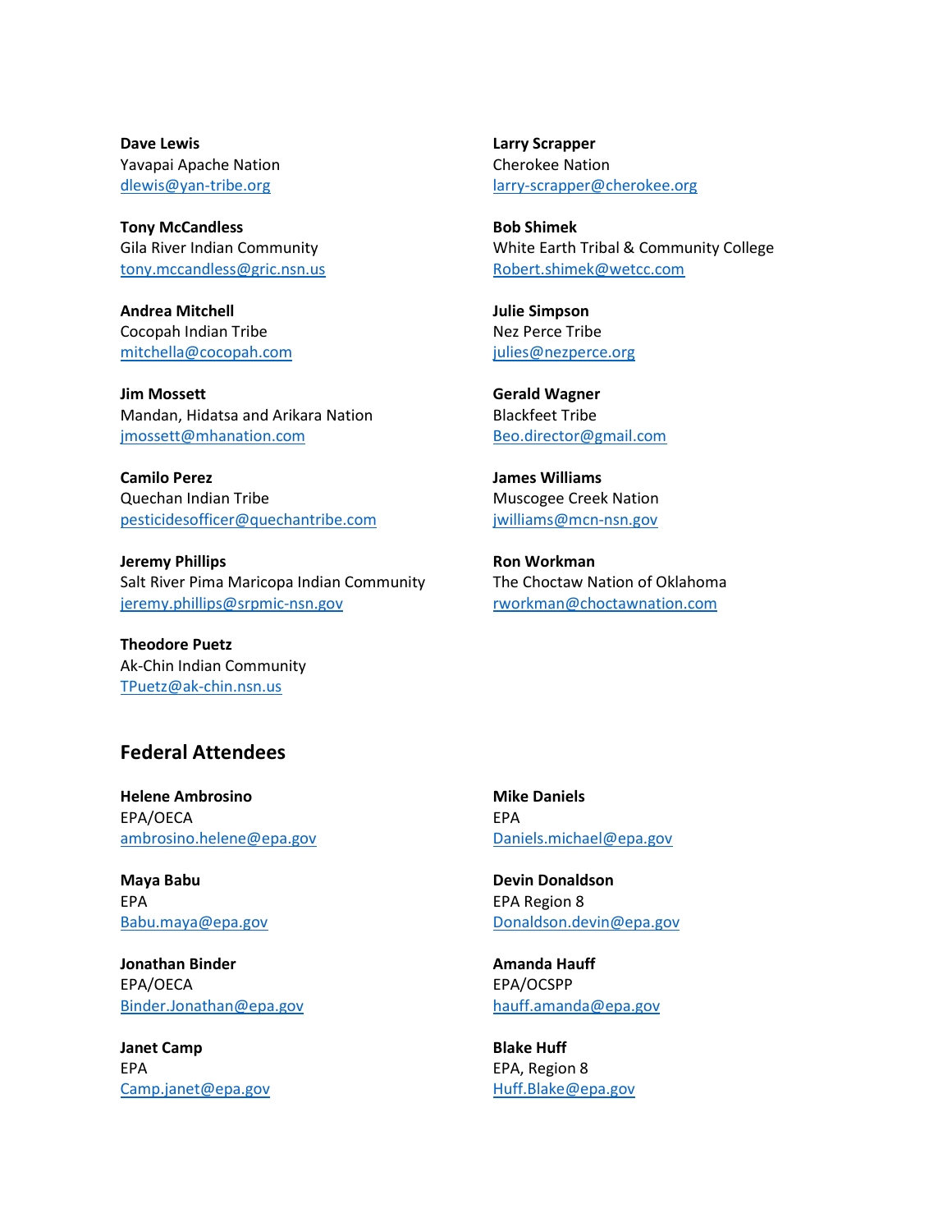**Dave Lewis**
Yavapai Apache Nation
dlewis@yan-tribe.org

**Tony McCandless**
Gila River Indian Community
tony.mccandless@gric.nsn.us

**Andrea Mitchell**
Cocopah Indian Tribe
mitchella@cocopah.com

**Jim Mossett**
Mandan, Hidatsa and Arikara Nation
jmossett@mhanation.com

**Camilo Perez**
Quechan Indian Tribe
pesticidesofficer@quechantribe.com

**Jeremy Phillips**
Salt River Pima Maricopa Indian Community
jeremy.phillips@srpmic-nsn.gov

**Theodore Puetz**
Ak-Chin Indian Community
TPuetz@ak-chin.nsn.us

**Larry Scrapper**
Cherokee Nation
larry-scrapper@cherokee.org

**Bob Shimek**
White Earth Tribal & Community College
Robert.shimek@wetcc.com

**Julie Simpson**
Nez Perce Tribe
julies@nezperce.org

**Gerald Wagner**
Blackfeet Tribe
Beo.director@gmail.com

**James Williams**
Muscogee Creek Nation
jwilliams@mcn-nsn.gov

**Ron Workman**
The Choctaw Nation of Oklahoma
rworkman@choctawnation.com

## Federal Attendees

**Helene Ambrosino**
EPA/OECA
ambrosino.helene@epa.gov

**Maya Babu**
EPA
Babu.maya@epa.gov

**Jonathan Binder**
EPA/OECA
Binder.Jonathan@epa.gov

**Janet Camp**
EPA
Camp.janet@epa.gov

**Mike Daniels**
EPA
Daniels.michael@epa.gov

**Devin Donaldson**
EPA Region 8
Donaldson.devin@epa.gov

**Amanda Hauff**
EPA/OCSPP
hauff.amanda@epa.gov

**Blake Huff**
EPA, Region 8
Huff.Blake@epa.gov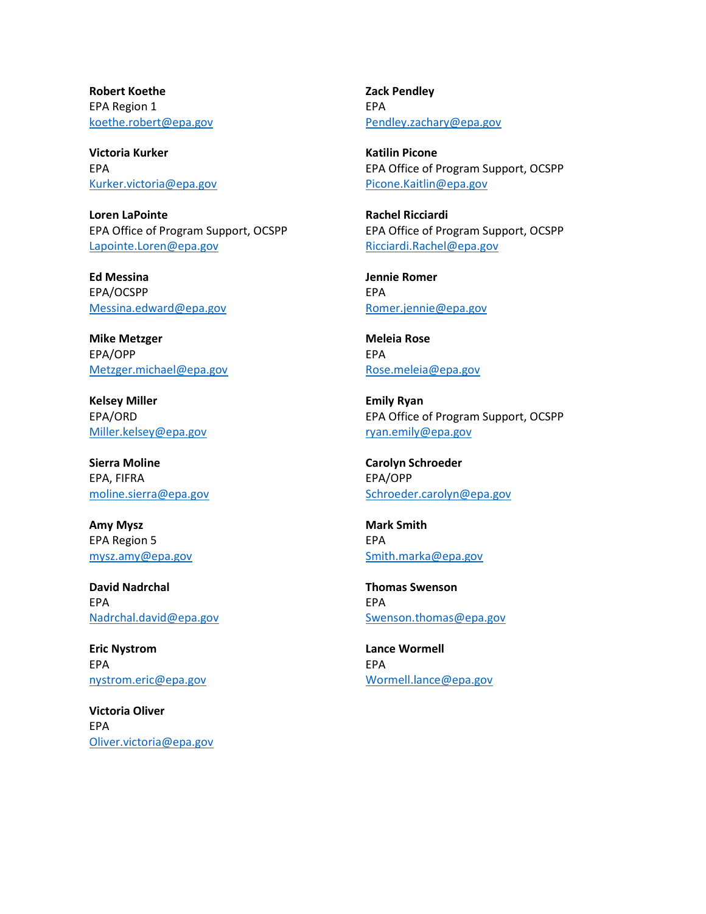**Robert Koethe**
EPA Region 1
koethe.robert@epa.gov

**Victoria Kurker**
EPA
Kurker.victoria@epa.gov

**Loren LaPointe**
EPA Office of Program Support, OCSPP
Lapointe.Loren@epa.gov

**Ed Messina**
EPA/OCSPP
Messina.edward@epa.gov

**Mike Metzger**
EPA/OPP
Metzger.michael@epa.gov

**Kelsey Miller**
EPA/ORD
Miller.kelsey@epa.gov

**Sierra Moline**
EPA, FIFRA
moline.sierra@epa.gov

**Amy Mysz**
EPA Region 5
mysz.amy@epa.gov

**David Nadrchal**
EPA
Nadrchal.david@epa.gov

**Eric Nystrom**
EPA
nystrom.eric@epa.gov

**Victoria Oliver**
EPA
Oliver.victoria@epa.gov

**Zack Pendley**
EPA
Pendley.zachary@epa.gov

**Katilin Picone**
EPA Office of Program Support, OCSPP
Picone.Kaitlin@epa.gov

**Rachel Ricciardi**
EPA Office of Program Support, OCSPP
Ricciardi.Rachel@epa.gov

**Jennie Romer**
EPA
Romer.jennie@epa.gov

**Meleia Rose**
EPA
Rose.meleia@epa.gov

**Emily Ryan**
EPA Office of Program Support, OCSPP
ryan.emily@epa.gov

**Carolyn Schroeder**
EPA/OPP
Schroeder.carolyn@epa.gov

**Mark Smith**
EPA
Smith.marka@epa.gov

**Thomas Swenson**
EPA
Swenson.thomas@epa.gov

**Lance Wormell**
EPA
Wormell.lance@epa.gov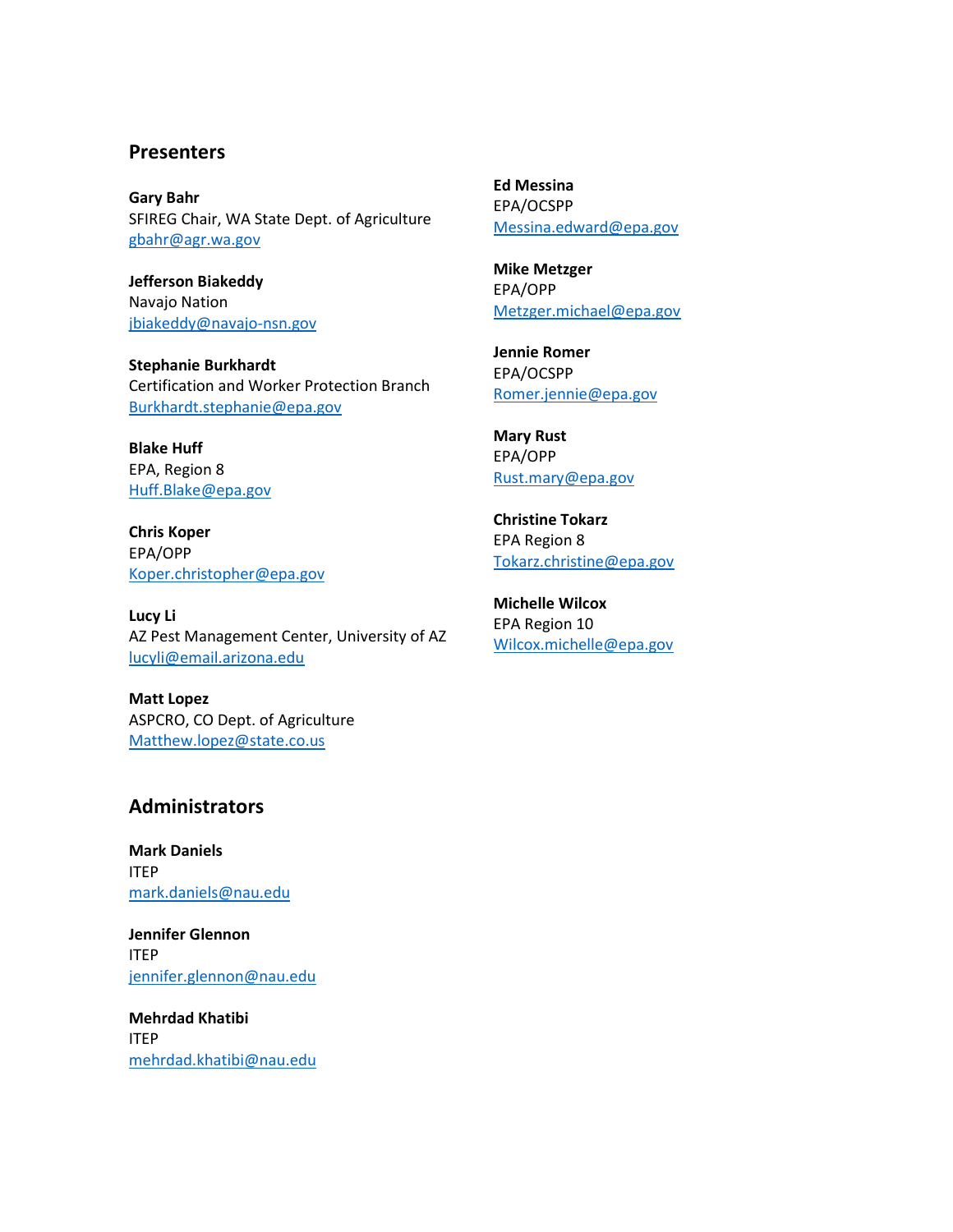## Presenters

**Gary Bahr**
SFIREG Chair, WA State Dept. of Agriculture
gbahr@agr.wa.gov

**Jefferson Biakeddy**
Navajo Nation
jbiakeddy@navajo-nsn.gov

**Stephanie Burkhardt**
Certification and Worker Protection Branch
Burkhardt.stephanie@epa.gov

**Blake Huff**
EPA, Region 8
Huff.Blake@epa.gov

**Chris Koper**
EPA/OPP
Koper.christopher@epa.gov

**Lucy Li**
AZ Pest Management Center, University of AZ
lucyli@email.arizona.edu

**Matt Lopez**
ASPCRO, CO Dept. of Agriculture
Matthew.lopez@state.co.us

**Ed Messina**
EPA/OCSPP
Messina.edward@epa.gov

**Mike Metzger**
EPA/OPP
Metzger.michael@epa.gov

**Jennie Romer**
EPA/OCSPP
Romer.jennie@epa.gov

**Mary Rust**
EPA/OPP
Rust.mary@epa.gov

**Christine Tokarz**
EPA Region 8
Tokarz.christine@epa.gov

**Michelle Wilcox**
EPA Region 10
Wilcox.michelle@epa.gov

## Administrators

**Mark Daniels**
ITEP
mark.daniels@nau.edu

**Jennifer Glennon**
ITEP
jennifer.glennon@nau.edu

**Mehrdad Khatibi**
ITEP
mehrdad.khatibi@nau.edu